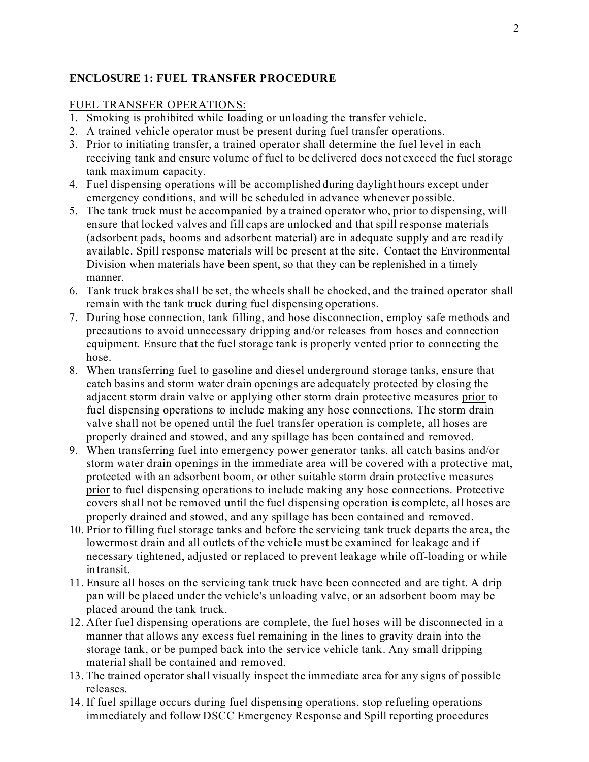## ENCLOSURE 1: FUEL TRANSFER PROCEDURE

<u>FUEL TRANSFER OPERATIONS:</u>

1. Smoking is prohibited while loading or unloading the transfer vehicle.
2. A trained vehicle operator must be present during fuel transfer operations.
3. Prior to initiating transfer, a trained operator shall determine the fuel level in each receiving tank and ensure volume of fuel to be delivered does not exceed the fuel storage tank maximum capacity.
4. Fuel dispensing operations will be accomplished during daylight hours except under emergency conditions, and will be scheduled in advance whenever possible.
5. The tank truck must be accompanied by a trained operator who, prior to dispensing, will ensure that locked valves and fill caps are unlocked and that spill response materials (adsorbent pads, booms and adsorbent material) are in adequate supply and are readily available. Spill response materials will be present at the site. Contact the Environmental Division when materials have been spent, so that they can be replenished in a timely manner.
6. Tank truck brakes shall be set, the wheels shall be chocked, and the trained operator shall remain with the tank truck during fuel dispensing operations.
7. During hose connection, tank filling, and hose disconnection, employ safe methods and precautions to avoid unnecessary dripping and/or releases from hoses and connection equipment. Ensure that the fuel storage tank is properly vented prior to connecting the hose.
8. When transferring fuel to gasoline and diesel underground storage tanks, ensure that catch basins and storm water drain openings are adequately protected by closing the adjacent storm drain valve or applying other storm drain protective measures <u>prior</u> to fuel dispensing operations to include making any hose connections. The storm drain valve shall not be opened until the fuel transfer operation is complete, all hoses are properly drained and stowed, and any spillage has been contained and removed.
9. When transferring fuel into emergency power generator tanks, all catch basins and/or storm water drain openings in the immediate area will be covered with a protective mat, protected with an adsorbent boom, or other suitable storm drain protective measures <u>prior</u> to fuel dispensing operations to include making any hose connections. Protective covers shall not be removed until the fuel dispensing operation is complete, all hoses are properly drained and stowed, and any spillage has been contained and removed.
10. Prior to filling fuel storage tanks and before the servicing tank truck departs the area, the lowermost drain and all outlets of the vehicle must be examined for leakage and if necessary tightened, adjusted or replaced to prevent leakage while off-loading or while in transit.
11. Ensure all hoses on the servicing tank truck have been connected and are tight. A drip pan will be placed under the vehicle's unloading valve, or an adsorbent boom may be placed around the tank truck.
12. After fuel dispensing operations are complete, the fuel hoses will be disconnected in a manner that allows any excess fuel remaining in the lines to gravity drain into the storage tank, or be pumped back into the service vehicle tank. Any small dripping material shall be contained and removed.
13. The trained operator shall visually inspect the immediate area for any signs of possible releases.
14. If fuel spillage occurs during fuel dispensing operations, stop refueling operations immediately and follow DSCC Emergency Response and Spill reporting procedures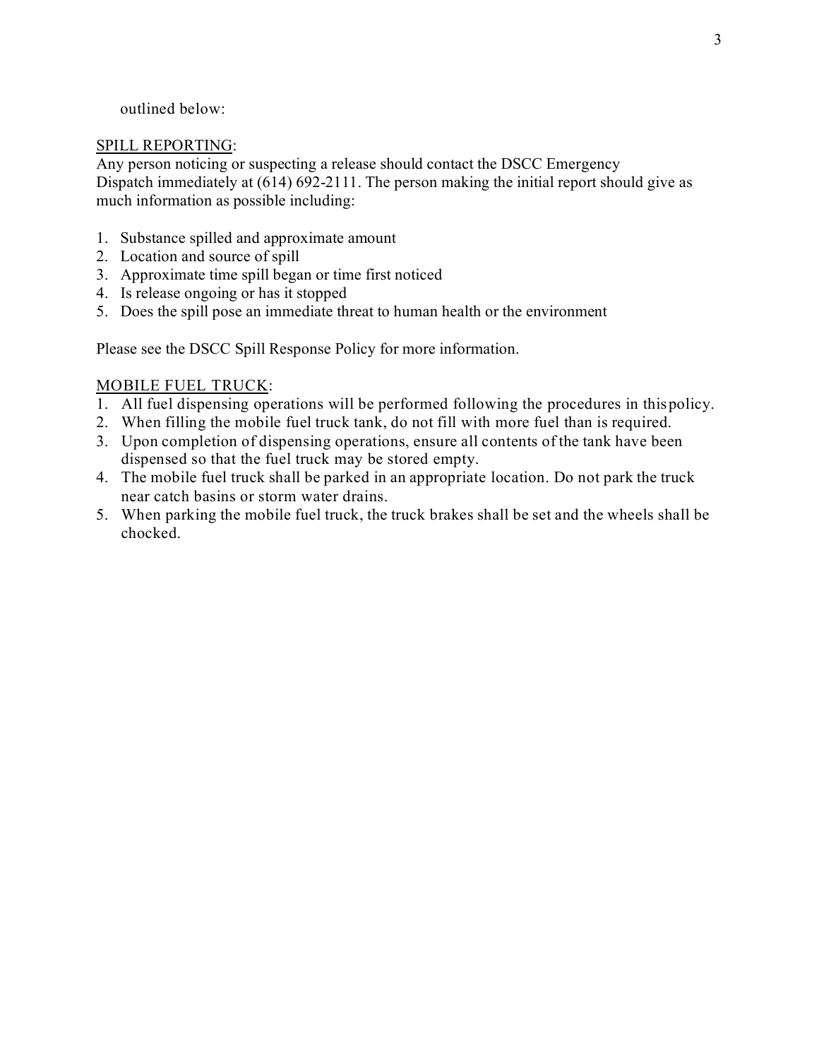outlined below:

<u>SPILL REPORTING</u>:

Any person noticing or suspecting a release should contact the DSCC Emergency Dispatch immediately at (614) 692-2111. The person making the initial report should give as much information as possible including:

1. Substance spilled and approximate amount
2. Location and source of spill
3. Approximate time spill began or time first noticed
4. Is release ongoing or has it stopped
5. Does the spill pose an immediate threat to human health or the environment

Please see the DSCC Spill Response Policy for more information.

<u>MOBILE FUEL TRUCK</u>:

1. All fuel dispensing operations will be performed following the procedures in this policy.
2. When filling the mobile fuel truck tank, do not fill with more fuel than is required.
3. Upon completion of dispensing operations, ensure all contents of the tank have been dispensed so that the fuel truck may be stored empty.
4. The mobile fuel truck shall be parked in an appropriate location. Do not park the truck near catch basins or storm water drains.
5. When parking the mobile fuel truck, the truck brakes shall be set and the wheels shall be chocked.